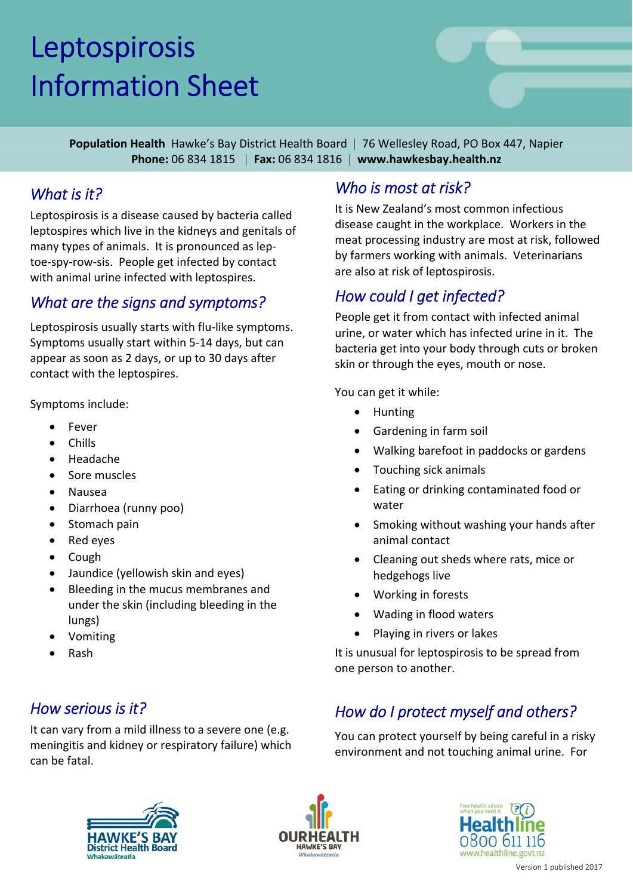# Leptospirosis Information Sheet

**Population Health** Hawke's Bay District Health Board | 76 Wellesley Road, PO Box 447, Napier
**Phone:** 06 834 1815 | **Fax:** 06 834 1816 | **www.hawkesbay.health.nz**

## *What is it?*

Leptospirosis is a disease caused by bacteria called leptospires which live in the kidneys and genitals of many types of animals. It is pronounced as lep-toe-spy-row-sis. People get infected by contact with animal urine infected with leptospires.

## *What are the signs and symptoms?*

Leptospirosis usually starts with flu-like symptoms. Symptoms usually start within 5-14 days, but can appear as soon as 2 days, or up to 30 days after contact with the leptospires.

Symptoms include:

- Fever
- Chills
- Headache
- Sore muscles
- Nausea
- Diarrhoea (runny poo)
- Stomach pain
- Red eyes
- Cough
- Jaundice (yellowish skin and eyes)
- Bleeding in the mucus membranes and under the skin (including bleeding in the lungs)
- Vomiting
- Rash

## *How serious is it?*

It can vary from a mild illness to a severe one (e.g. meningitis and kidney or respiratory failure) which can be fatal.

## *Who is most at risk?*

It is New Zealand's most common infectious disease caught in the workplace. Workers in the meat processing industry are most at risk, followed by farmers working with animals. Veterinarians are also at risk of leptospirosis.

## *How could I get infected?*

People get it from contact with infected animal urine, or water which has infected urine in it. The bacteria get into your body through cuts or broken skin or through the eyes, mouth or nose.

You can get it while:

- Hunting
- Gardening in farm soil
- Walking barefoot in paddocks or gardens
- Touching sick animals
- Eating or drinking contaminated food or water
- Smoking without washing your hands after animal contact
- Cleaning out sheds where rats, mice or hedgehogs live
- Working in forests
- Wading in flood waters
- Playing in rivers or lakes

It is unusual for leptospirosis to be spread from one person to another.

## *How do I protect myself and others?*

You can protect yourself by being careful in a risky environment and not touching animal urine. For

Healthline 0800 611 116 www.healthline.govt.nz

Version 1 published 2017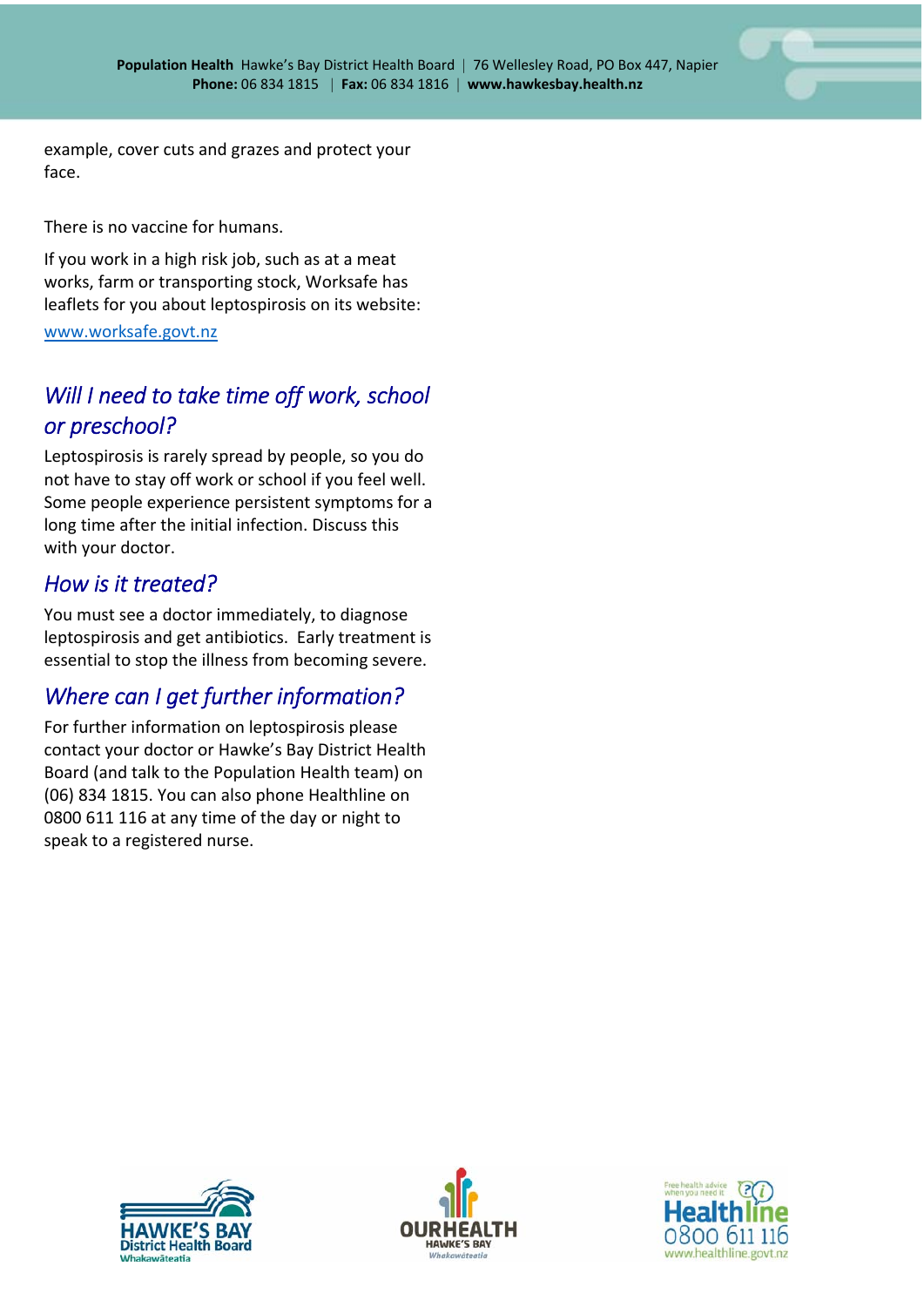example, cover cuts and grazes and protect your face.

There is no vaccine for humans.

If you work in a high risk job, such as at a meat works, farm or transporting stock, Worksafe has leaflets for you about leptospirosis on its website: www.worksafe.govt.nz

## *Will I need to take time off work, school or preschool?*

Leptospirosis is rarely spread by people, so you do not have to stay off work or school if you feel well. Some people experience persistent symptoms for a long time after the initial infection. Discuss this with your doctor.

## *How is it treated?*

You must see a doctor immediately, to diagnose leptospirosis and get antibiotics. Early treatment is essential to stop the illness from becoming severe.

## *Where can I get further information?*

For further information on leptospirosis please contact your doctor or Hawke's Bay District Health Board (and talk to the Population Health team) on (06) 834 1815. You can also phone Healthline on 0800 611 116 at any time of the day or night to speak to a registered nurse.